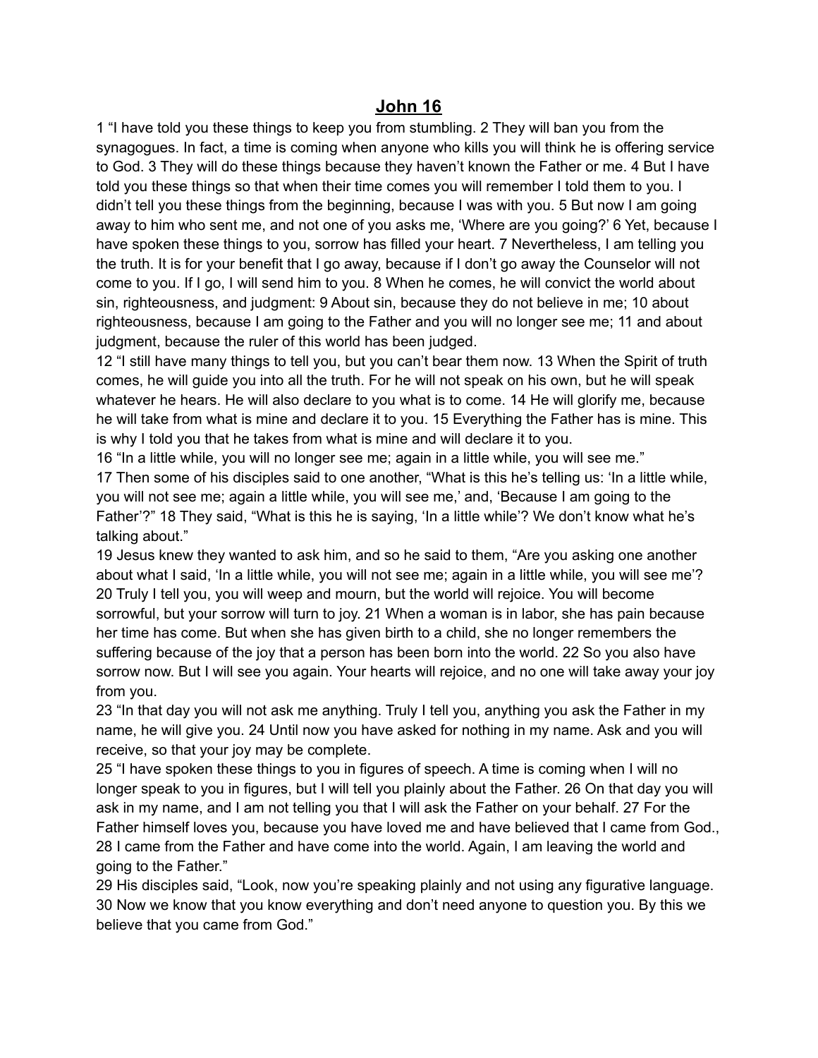# John 16

1 “I have told you these things to keep you from stumbling. 2 They will ban you from the synagogues. In fact, a time is coming when anyone who kills you will think he is offering service to God. 3 They will do these things because they haven’t known the Father or me. 4 But I have told you these things so that when their time comes you will remember I told them to you. I didn’t tell you these things from the beginning, because I was with you. 5 But now I am going away to him who sent me, and not one of you asks me, ‘Where are you going?’ 6 Yet, because I have spoken these things to you, sorrow has filled your heart. 7 Nevertheless, I am telling you the truth. It is for your benefit that I go away, because if I don’t go away the Counselor will not come to you. If I go, I will send him to you. 8 When he comes, he will convict the world about sin, righteousness, and judgment: 9 About sin, because they do not believe in me; 10 about righteousness, because I am going to the Father and you will no longer see me; 11 and about judgment, because the ruler of this world has been judged.

12 “I still have many things to tell you, but you can’t bear them now. 13 When the Spirit of truth comes, he will guide you into all the truth. For he will not speak on his own, but he will speak whatever he hears. He will also declare to you what is to come. 14 He will glorify me, because he will take from what is mine and declare it to you. 15 Everything the Father has is mine. This is why I told you that he takes from what is mine and will declare it to you.

16 “In a little while, you will no longer see me; again in a little while, you will see me.”

17 Then some of his disciples said to one another, “What is this he’s telling us: ‘In a little while, you will not see me; again a little while, you will see me,’ and, ‘Because I am going to the Father’?” 18 They said, “What is this he is saying, ‘In a little while’? We don’t know what he’s talking about.”

19 Jesus knew they wanted to ask him, and so he said to them, “Are you asking one another about what I said, ‘In a little while, you will not see me; again in a little while, you will see me’? 20 Truly I tell you, you will weep and mourn, but the world will rejoice. You will become sorrowful, but your sorrow will turn to joy. 21 When a woman is in labor, she has pain because her time has come. But when she has given birth to a child, she no longer remembers the suffering because of the joy that a person has been born into the world. 22 So you also have sorrow now. But I will see you again. Your hearts will rejoice, and no one will take away your joy from you.

23 “In that day you will not ask me anything. Truly I tell you, anything you ask the Father in my name, he will give you. 24 Until now you have asked for nothing in my name. Ask and you will receive, so that your joy may be complete.

25 “I have spoken these things to you in figures of speech. A time is coming when I will no longer speak to you in figures, but I will tell you plainly about the Father. 26 On that day you will ask in my name, and I am not telling you that I will ask the Father on your behalf. 27 For the Father himself loves you, because you have loved me and have believed that I came from God., 28 I came from the Father and have come into the world. Again, I am leaving the world and going to the Father.”

29 His disciples said, “Look, now you’re speaking plainly and not using any figurative language. 30 Now we know that you know everything and don’t need anyone to question you. By this we believe that you came from God.”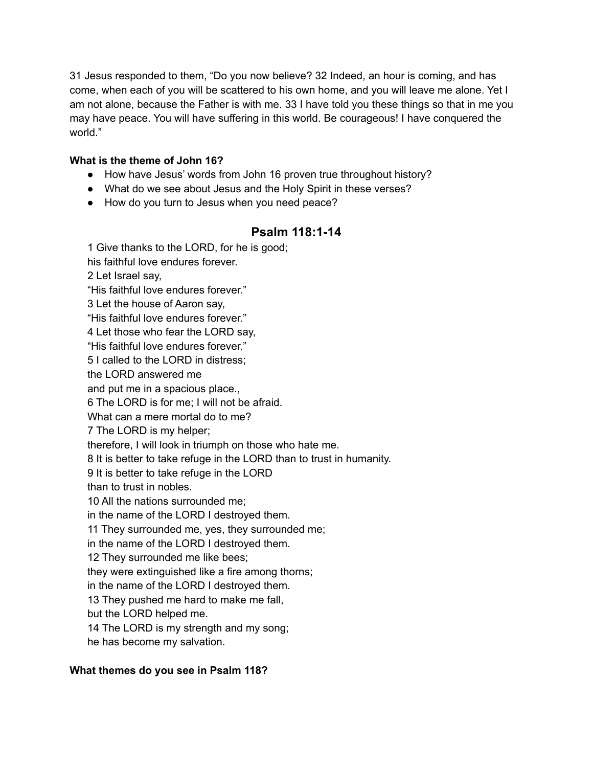31 Jesus responded to them, “Do you now believe? 32 Indeed, an hour is coming, and has come, when each of you will be scattered to his own home, and you will leave me alone. Yet I am not alone, because the Father is with me. 33 I have told you these things so that in me you may have peace. You will have suffering in this world. Be courageous! I have conquered the world.”

**What is the theme of John 16?**

- How have Jesus’ words from John 16 proven true throughout history?
- What do we see about Jesus and the Holy Spirit in these verses?
- How do you turn to Jesus when you need peace?

## Psalm 118:1-14

1 Give thanks to the LORD, for he is good;
his faithful love endures forever.
2 Let Israel say,
“His faithful love endures forever.”
3 Let the house of Aaron say,
“His faithful love endures forever.”
4 Let those who fear the LORD say,
“His faithful love endures forever.”
5 I called to the LORD in distress;
the LORD answered me
and put me in a spacious place.,
6 The LORD is for me; I will not be afraid.
What can a mere mortal do to me?
7 The LORD is my helper;
therefore, I will look in triumph on those who hate me.
8 It is better to take refuge in the LORD than to trust in humanity.
9 It is better to take refuge in the LORD
than to trust in nobles.
10 All the nations surrounded me;
in the name of the LORD I destroyed them.
11 They surrounded me, yes, they surrounded me;
in the name of the LORD I destroyed them.
12 They surrounded me like bees;
they were extinguished like a fire among thorns;
in the name of the LORD I destroyed them.
13 They pushed me hard to make me fall,
but the LORD helped me.
14 The LORD is my strength and my song;
he has become my salvation.

**What themes do you see in Psalm 118?**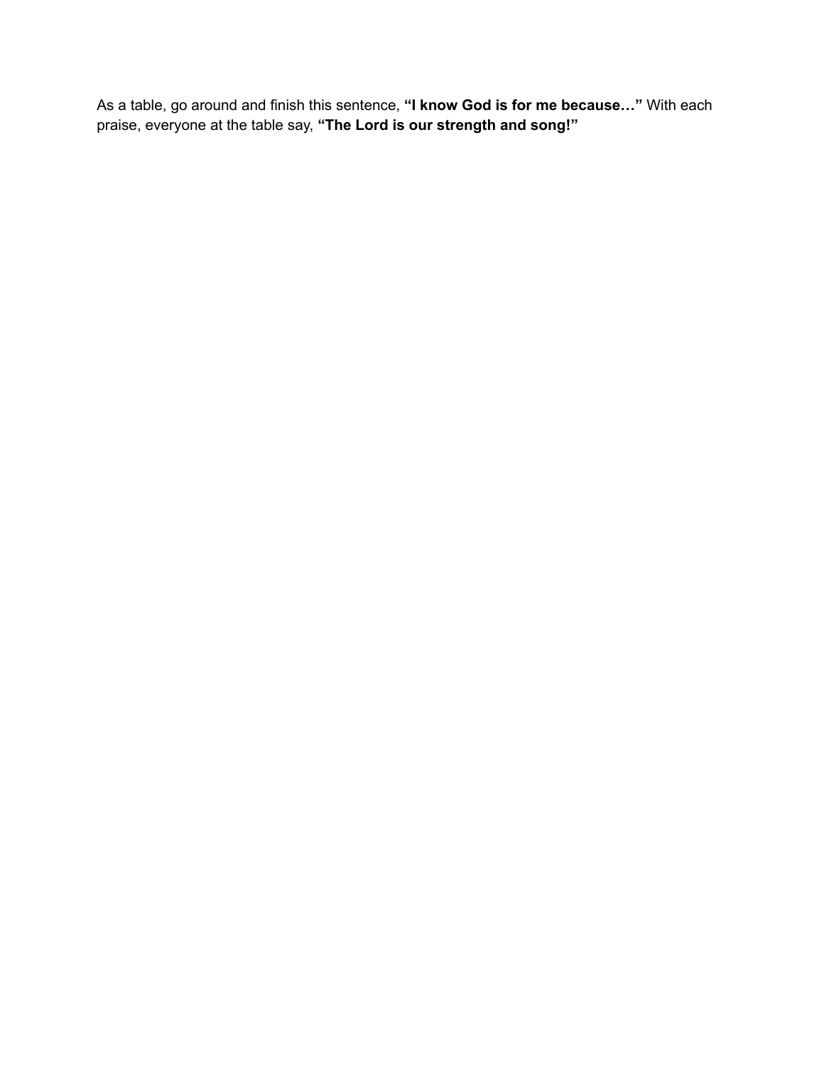As a table, go around and finish this sentence, **"I know God is for me because…"** With each praise, everyone at the table say, **"The Lord is our strength and song!"**